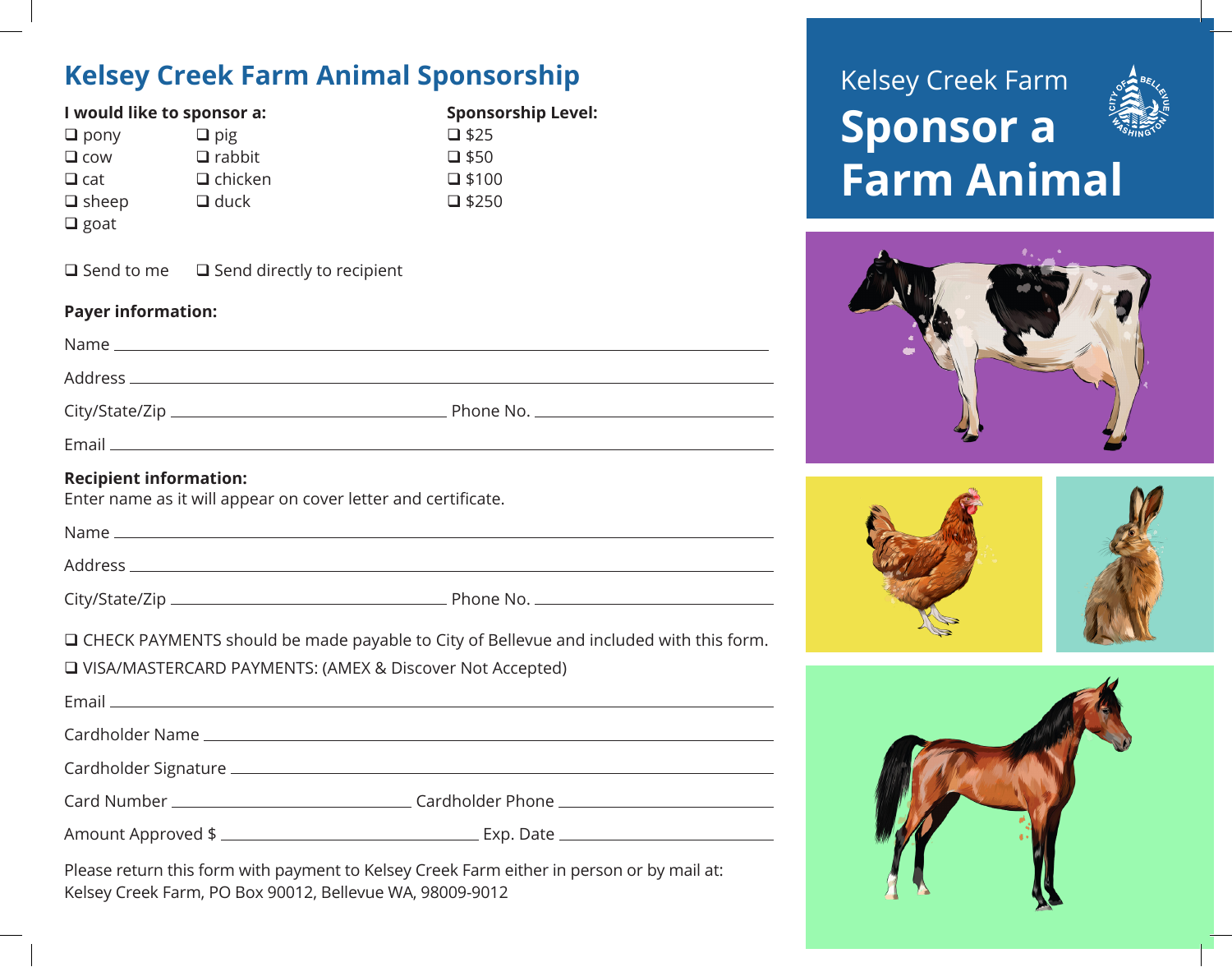# Kelsey Creek Farm Animal Sponsorship

**I would like to sponsor a:**

- ❑ pony
- ❑ cow
- ❑ cat
- ❑ sheep
- ❑ goat
- ❑ pig
- ❑ rabbit
- ❑ chicken
- ❑ duck

**Sponsorship Level:**

- ❑ $25
- ❑ $50
- ❑ $100
- ❑ $250

❑ Send to me ❑ Send directly to recipient

**Payer information:**

Name ______________________________

Address ______________________________

City/State/Zip ______________________________ Phone No. ______________________________

Email ______________________________

**Recipient information:**
Enter name as it will appear on cover letter and certificate.

Name ______________________________

Address ______________________________

City/State/Zip ______________________________ Phone No. ______________________________

❑ CHECK PAYMENTS should be made payable to City of Bellevue and included with this form.

❑ VISA/MASTERCARD PAYMENTS: (AMEX & Discover Not Accepted)

Email ______________________________

Cardholder Name ______________________________

Cardholder Signature ______________________________

Card Number ______________________________ Cardholder Phone ______________________________

Amount Approved $ ______________________________ Exp. Date ______________________________

Please return this form with payment to Kelsey Creek Farm either in person or by mail at:
Kelsey Creek Farm, PO Box 90012, Bellevue WA, 98009-9012

Kelsey Creek Farm

# Sponsor a Farm Animal

CITY OF BELLEVUE WASHINGTON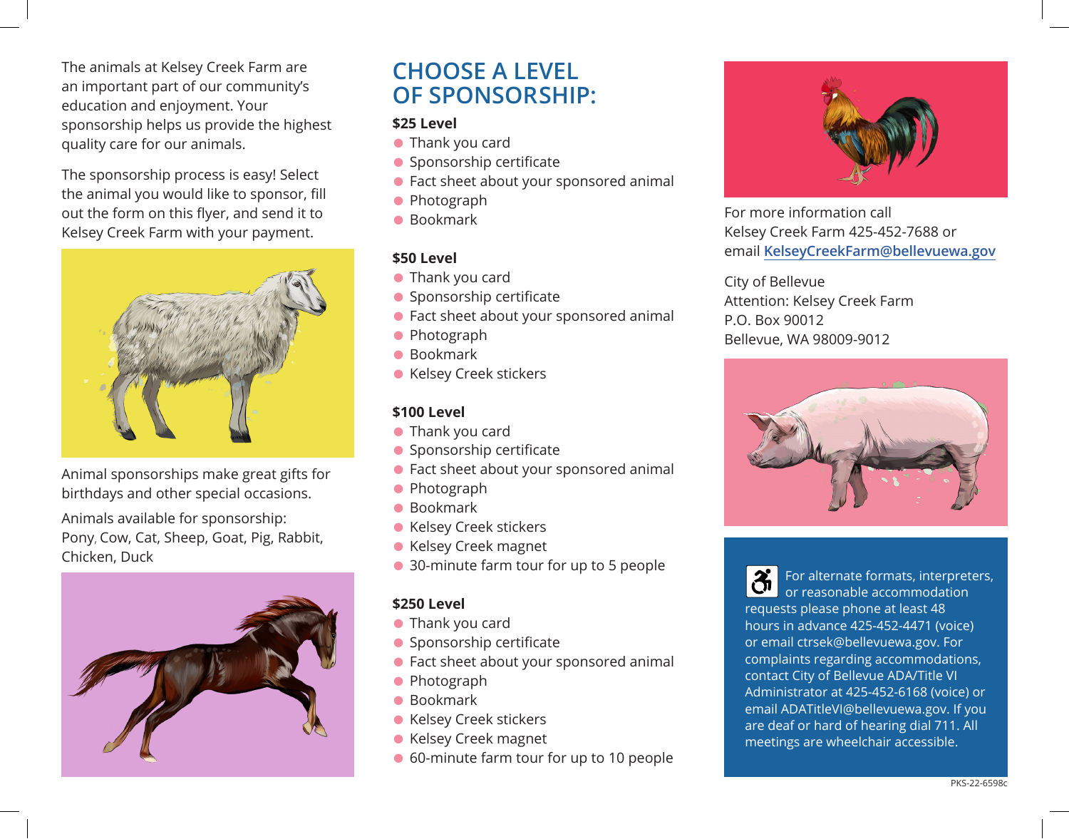The animals at Kelsey Creek Farm are an important part of our community's education and enjoyment. Your sponsorship helps us provide the highest quality care for our animals.

The sponsorship process is easy! Select the animal you would like to sponsor, fill out the form on this flyer, and send it to Kelsey Creek Farm with your payment.

Animal sponsorships make great gifts for birthdays and other special occasions.

Animals available for sponsorship:
Pony, Cow, Cat, Sheep, Goat, Pig, Rabbit, Chicken, Duck

# CHOOSE A LEVEL OF SPONSORSHIP:

**$25 Level**

- Thank you card
- Sponsorship certificate
- Fact sheet about your sponsored animal
- Photograph
- Bookmark

**$50 Level**

- Thank you card
- Sponsorship certificate
- Fact sheet about your sponsored animal
- Photograph
- Bookmark
- Kelsey Creek stickers

**$100 Level**

- Thank you card
- Sponsorship certificate
- Fact sheet about your sponsored animal
- Photograph
- Bookmark
- Kelsey Creek stickers
- Kelsey Creek magnet
- 30-minute farm tour for up to 5 people

**$250 Level**

- Thank you card
- Sponsorship certificate
- Fact sheet about your sponsored animal
- Photograph
- Bookmark
- Kelsey Creek stickers
- Kelsey Creek magnet
- 60-minute farm tour for up to 10 people

For more information call Kelsey Creek Farm 425-452-7688 or email KelseyCreekFarm@bellevuewa.gov

City of Bellevue
Attention: Kelsey Creek Farm
P.O. Box 90012
Bellevue, WA 98009-9012

For alternate formats, interpreters, or reasonable accommodation requests please phone at least 48 hours in advance 425-452-4471 (voice) or email ctrsek@bellevuewa.gov. For complaints regarding accommodations, contact City of Bellevue ADA/Title VI Administrator at 425-452-6168 (voice) or email ADATitleVI@bellevuewa.gov. If you are deaf or hard of hearing dial 711. All meetings are wheelchair accessible.

PKS-22-6598c